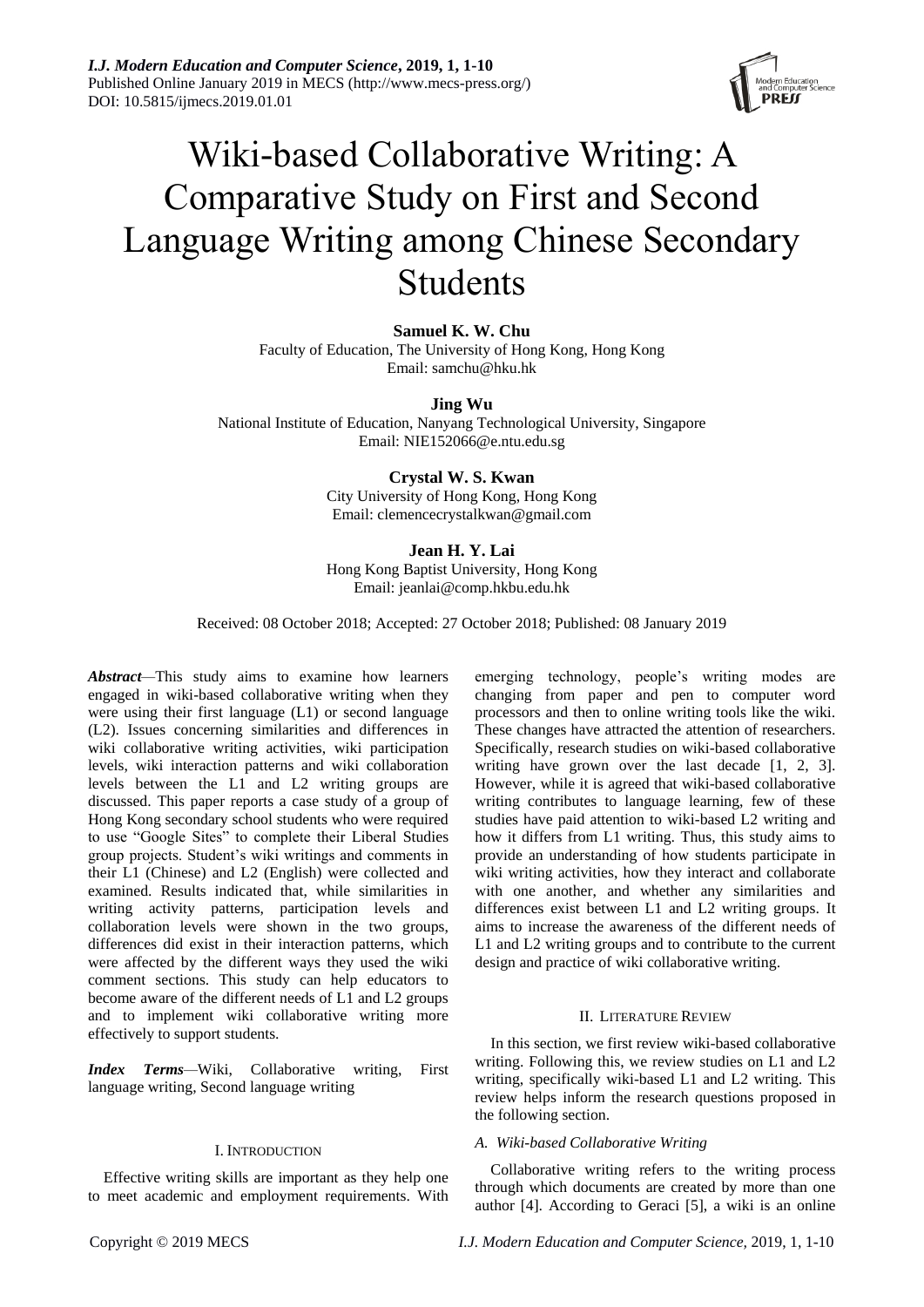# Wiki-based Collaborative Writing: A Comparative Study on First and Second Language Writing among Chinese Secondary Students

**Samuel K. W. Chu**
Faculty of Education, The University of Hong Kong, Hong Kong
Email: samchu@hku.hk

**Jing Wu**
National Institute of Education, Nanyang Technological University, Singapore
Email: NIE152066@e.ntu.edu.sg

**Crystal W. S. Kwan**
City University of Hong Kong, Hong Kong
Email: clemencecrystalkwan@gmail.com

**Jean H. Y. Lai**
Hong Kong Baptist University, Hong Kong
Email: jeanlai@comp.hkbu.edu.hk

Received: 08 October 2018; Accepted: 27 October 2018; Published: 08 January 2019

***Abstract***—This study aims to examine how learners engaged in wiki-based collaborative writing when they were using their first language (L1) or second language (L2). Issues concerning similarities and differences in wiki collaborative writing activities, wiki participation levels, wiki interaction patterns and wiki collaboration levels between the L1 and L2 writing groups are discussed. This paper reports a case study of a group of Hong Kong secondary school students who were required to use "Google Sites" to complete their Liberal Studies group projects. Student's wiki writings and comments in their L1 (Chinese) and L2 (English) were collected and examined. Results indicated that, while similarities in writing activity patterns, participation levels and collaboration levels were shown in the two groups, differences did exist in their interaction patterns, which were affected by the different ways they used the wiki comment sections. This study can help educators to become aware of the different needs of L1 and L2 groups and to implement wiki collaborative writing more effectively to support students.

***Index Terms***—Wiki, Collaborative writing, First language writing, Second language writing

## I. Introduction

Effective writing skills are important as they help one to meet academic and employment requirements. With emerging technology, people's writing modes are changing from paper and pen to computer word processors and then to online writing tools like the wiki. These changes have attracted the attention of researchers. Specifically, research studies on wiki-based collaborative writing have grown over the last decade [1, 2, 3]. However, while it is agreed that wiki-based collaborative writing contributes to language learning, few of these studies have paid attention to wiki-based L2 writing and how it differs from L1 writing. Thus, this study aims to provide an understanding of how students participate in wiki writing activities, how they interact and collaborate with one another, and whether any similarities and differences exist between L1 and L2 writing groups. It aims to increase the awareness of the different needs of L1 and L2 writing groups and to contribute to the current design and practice of wiki collaborative writing.

## II. Literature Review

In this section, we first review wiki-based collaborative writing. Following this, we review studies on L1 and L2 writing, specifically wiki-based L1 and L2 writing. This review helps inform the research questions proposed in the following section.

### *A. Wiki-based Collaborative Writing*

Collaborative writing refers to the writing process through which documents are created by more than one author [4]. According to Geraci [5], a wiki is an online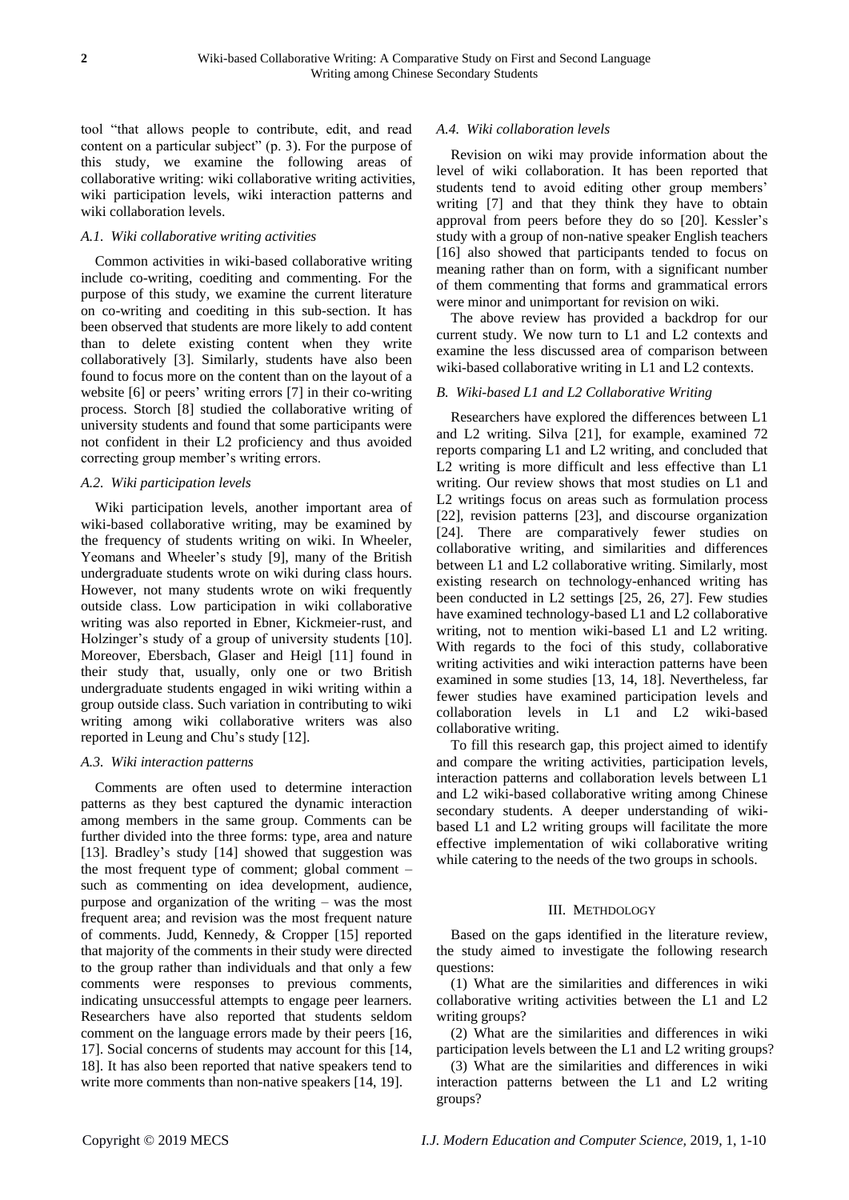tool "that allows people to contribute, edit, and read content on a particular subject" (p. 3). For the purpose of this study, we examine the following areas of collaborative writing: wiki collaborative writing activities, wiki participation levels, wiki interaction patterns and wiki collaboration levels.

### *A.1. Wiki collaborative writing activities*

Common activities in wiki-based collaborative writing include co-writing, coediting and commenting. For the purpose of this study, we examine the current literature on co-writing and coediting in this sub-section. It has been observed that students are more likely to add content than to delete existing content when they write collaboratively [3]. Similarly, students have also been found to focus more on the content than on the layout of a website [6] or peers' writing errors [7] in their co-writing process. Storch [8] studied the collaborative writing of university students and found that some participants were not confident in their L2 proficiency and thus avoided correcting group member's writing errors.

### *A.2. Wiki participation levels*

Wiki participation levels, another important area of wiki-based collaborative writing, may be examined by the frequency of students writing on wiki. In Wheeler, Yeomans and Wheeler's study [9], many of the British undergraduate students wrote on wiki during class hours. However, not many students wrote on wiki frequently outside class. Low participation in wiki collaborative writing was also reported in Ebner, Kickmeier-rust, and Holzinger's study of a group of university students [10]. Moreover, Ebersbach, Glaser and Heigl [11] found in their study that, usually, only one or two British undergraduate students engaged in wiki writing within a group outside class. Such variation in contributing to wiki writing among wiki collaborative writers was also reported in Leung and Chu's study [12].

### *A.3. Wiki interaction patterns*

Comments are often used to determine interaction patterns as they best captured the dynamic interaction among members in the same group. Comments can be further divided into the three forms: type, area and nature [13]. Bradley's study [14] showed that suggestion was the most frequent type of comment; global comment – such as commenting on idea development, audience, purpose and organization of the writing – was the most frequent area; and revision was the most frequent nature of comments. Judd, Kennedy, & Cropper [15] reported that majority of the comments in their study were directed to the group rather than individuals and that only a few comments were responses to previous comments, indicating unsuccessful attempts to engage peer learners. Researchers have also reported that students seldom comment on the language errors made by their peers [16, 17]. Social concerns of students may account for this [14, 18]. It has also been reported that native speakers tend to write more comments than non-native speakers [14, 19].

### *A.4. Wiki collaboration levels*

Revision on wiki may provide information about the level of wiki collaboration. It has been reported that students tend to avoid editing other group members' writing [7] and that they think they have to obtain approval from peers before they do so [20]. Kessler's study with a group of non-native speaker English teachers [16] also showed that participants tended to focus on meaning rather than on form, with a significant number of them commenting that forms and grammatical errors were minor and unimportant for revision on wiki.

The above review has provided a backdrop for our current study. We now turn to L1 and L2 contexts and examine the less discussed area of comparison between wiki-based collaborative writing in L1 and L2 contexts.

### *B. Wiki-based L1 and L2 Collaborative Writing*

Researchers have explored the differences between L1 and L2 writing. Silva [21], for example, examined 72 reports comparing L1 and L2 writing, and concluded that L2 writing is more difficult and less effective than L1 writing. Our review shows that most studies on L1 and L2 writings focus on areas such as formulation process [22], revision patterns [23], and discourse organization [24]. There are comparatively fewer studies on collaborative writing, and similarities and differences between L1 and L2 collaborative writing. Similarly, most existing research on technology-enhanced writing has been conducted in L2 settings [25, 26, 27]. Few studies have examined technology-based L1 and L2 collaborative writing, not to mention wiki-based L1 and L2 writing. With regards to the foci of this study, collaborative writing activities and wiki interaction patterns have been examined in some studies [13, 14, 18]. Nevertheless, far fewer studies have examined participation levels and collaboration levels in L1 and L2 wiki-based collaborative writing.

To fill this research gap, this project aimed to identify and compare the writing activities, participation levels, interaction patterns and collaboration levels between L1 and L2 wiki-based collaborative writing among Chinese secondary students. A deeper understanding of wiki-based L1 and L2 writing groups will facilitate the more effective implementation of wiki collaborative writing while catering to the needs of the two groups in schools.

## III. METHDOLOGY

Based on the gaps identified in the literature review, the study aimed to investigate the following research questions:

(1) What are the similarities and differences in wiki collaborative writing activities between the L1 and L2 writing groups?

(2) What are the similarities and differences in wiki participation levels between the L1 and L2 writing groups?

(3) What are the similarities and differences in wiki interaction patterns between the L1 and L2 writing groups?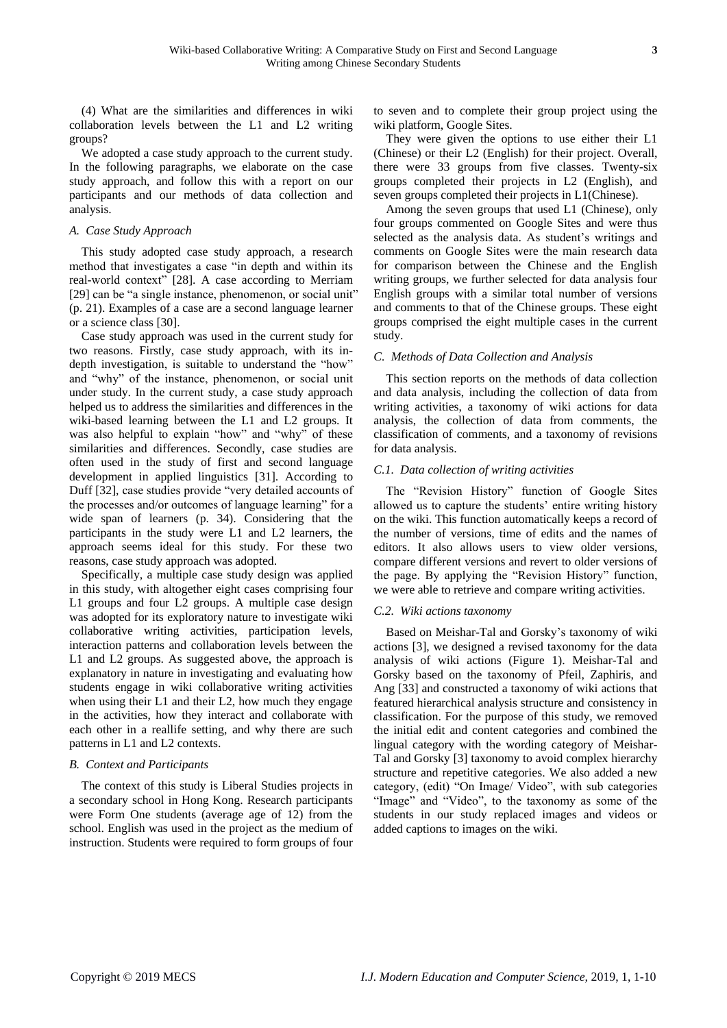(4) What are the similarities and differences in wiki collaboration levels between the L1 and L2 writing groups?

We adopted a case study approach to the current study. In the following paragraphs, we elaborate on the case study approach, and follow this with a report on our participants and our methods of data collection and analysis.

### *A. Case Study Approach*

This study adopted case study approach, a research method that investigates a case "in depth and within its real-world context" [28]. A case according to Merriam [29] can be "a single instance, phenomenon, or social unit" (p. 21). Examples of a case are a second language learner or a science class [30].

Case study approach was used in the current study for two reasons. Firstly, case study approach, with its in-depth investigation, is suitable to understand the "how" and "why" of the instance, phenomenon, or social unit under study. In the current study, a case study approach helped us to address the similarities and differences in the wiki-based learning between the L1 and L2 groups. It was also helpful to explain "how" and "why" of these similarities and differences. Secondly, case studies are often used in the study of first and second language development in applied linguistics [31]. According to Duff [32], case studies provide "very detailed accounts of the processes and/or outcomes of language learning" for a wide span of learners (p. 34). Considering that the participants in the study were L1 and L2 learners, the approach seems ideal for this study. For these two reasons, case study approach was adopted.

Specifically, a multiple case study design was applied in this study, with altogether eight cases comprising four L1 groups and four L2 groups. A multiple case design was adopted for its exploratory nature to investigate wiki collaborative writing activities, participation levels, interaction patterns and collaboration levels between the L1 and L2 groups. As suggested above, the approach is explanatory in nature in investigating and evaluating how students engage in wiki collaborative writing activities when using their L1 and their L2, how much they engage in the activities, how they interact and collaborate with each other in a reallife setting, and why there are such patterns in L1 and L2 contexts.

### *B. Context and Participants*

The context of this study is Liberal Studies projects in a secondary school in Hong Kong. Research participants were Form One students (average age of 12) from the school. English was used in the project as the medium of instruction. Students were required to form groups of four to seven and to complete their group project using the wiki platform, Google Sites.

They were given the options to use either their L1 (Chinese) or their L2 (English) for their project. Overall, there were 33 groups from five classes. Twenty-six groups completed their projects in L2 (English), and seven groups completed their projects in L1(Chinese).

Among the seven groups that used L1 (Chinese), only four groups commented on Google Sites and were thus selected as the analysis data. As student's writings and comments on Google Sites were the main research data for comparison between the Chinese and the English writing groups, we further selected for data analysis four English groups with a similar total number of versions and comments to that of the Chinese groups. These eight groups comprised the eight multiple cases in the current study.

### *C. Methods of Data Collection and Analysis*

This section reports on the methods of data collection and data analysis, including the collection of data from writing activities, a taxonomy of wiki actions for data analysis, the collection of data from comments, the classification of comments, and a taxonomy of revisions for data analysis.

#### *C.1. Data collection of writing activities*

The "Revision History" function of Google Sites allowed us to capture the students' entire writing history on the wiki. This function automatically keeps a record of the number of versions, time of edits and the names of editors. It also allows users to view older versions, compare different versions and revert to older versions of the page. By applying the "Revision History" function, we were able to retrieve and compare writing activities.

#### *C.2. Wiki actions taxonomy*

Based on Meishar-Tal and Gorsky's taxonomy of wiki actions [3], we designed a revised taxonomy for the data analysis of wiki actions (Figure 1). Meishar-Tal and Gorsky based on the taxonomy of Pfeil, Zaphiris, and Ang [33] and constructed a taxonomy of wiki actions that featured hierarchical analysis structure and consistency in classification. For the purpose of this study, we removed the initial edit and content categories and combined the lingual category with the wording category of Meishar-Tal and Gorsky [3] taxonomy to avoid complex hierarchy structure and repetitive categories. We also added a new category, (edit) "On Image/ Video", with sub categories "Image" and "Video", to the taxonomy as some of the students in our study replaced images and videos or added captions to images on the wiki.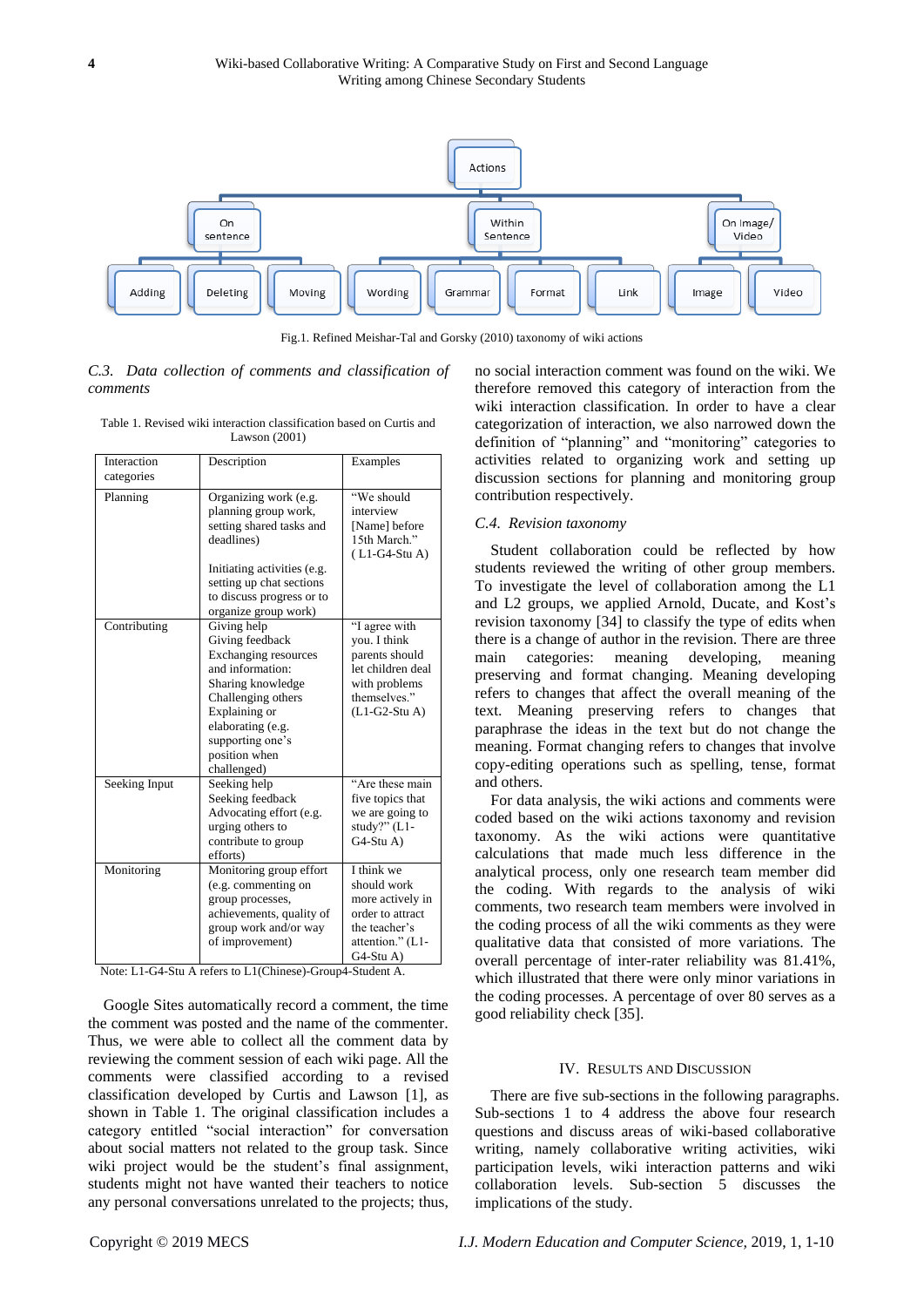Fig.1. Refined Meishar-Tal and Gorsky (2010) taxonomy of wiki actions

### C.3. Data collection of comments and classification of comments

Table 1. Revised wiki interaction classification based on Curtis and Lawson (2001)

| Interaction categories | Description | Examples |
|---|---|---|
| Planning | Organizing work (e.g. planning group work, setting shared tasks and deadlines)<br><br>Initiating activities (e.g. setting up chat sections to discuss progress or to organize group work) | "We should interview [Name] before 15th March." ( L1-G4-Stu A) |
| Contributing | Giving help<br>Giving feedback<br>Exchanging resources and information:<br>Sharing knowledge<br>Challenging others<br>Explaining or elaborating (e.g. supporting one's position when challenged) | "I agree with you. I think parents should let children deal with problems themselves." (L1-G2-Stu A) |
| Seeking Input | Seeking help<br>Seeking feedback<br>Advocating effort (e.g. urging others to contribute to group efforts) | "Are these main five topics that we are going to study?" (L1-G4-Stu A) |
| Monitoring | Monitoring group effort (e.g. commenting on group processes, achievements, quality of group work and/or way of improvement) | I think we should work more actively in order to attract the teacher's attention." (L1-G4-Stu A) |

Note: L1-G4-Stu A refers to L1(Chinese)-Group4-Student A.

Google Sites automatically record a comment, the time the comment was posted and the name of the commenter. Thus, we were able to collect all the comment data by reviewing the comment session of each wiki page. All the comments were classified according to a revised classification developed by Curtis and Lawson [1], as shown in Table 1. The original classification includes a category entitled "social interaction" for conversation about social matters not related to the group task. Since wiki project would be the student's final assignment, students might not have wanted their teachers to notice any personal conversations unrelated to the projects; thus, no social interaction comment was found on the wiki. We therefore removed this category of interaction from the wiki interaction classification. In order to have a clear categorization of interaction, we also narrowed down the definition of "planning" and "monitoring" categories to activities related to organizing work and setting up discussion sections for planning and monitoring group contribution respectively.

### C.4. Revision taxonomy

Student collaboration could be reflected by how students reviewed the writing of other group members. To investigate the level of collaboration among the L1 and L2 groups, we applied Arnold, Ducate, and Kost's revision taxonomy [34] to classify the type of edits when there is a change of author in the revision. There are three main categories: meaning developing, meaning preserving and format changing. Meaning developing refers to changes that affect the overall meaning of the text. Meaning preserving refers to changes that paraphrase the ideas in the text but do not change the meaning. Format changing refers to changes that involve copy-editing operations such as spelling, tense, format and others.

For data analysis, the wiki actions and comments were coded based on the wiki actions taxonomy and revision taxonomy. As the wiki actions were quantitative calculations that made much less difference in the analytical process, only one research team member did the coding. With regards to the analysis of wiki comments, two research team members were involved in the coding process of all the wiki comments as they were qualitative data that consisted of more variations. The overall percentage of inter-rater reliability was 81.41%, which illustrated that there were only minor variations in the coding processes. A percentage of over 80 serves as a good reliability check [35].

## IV. Results and Discussion

There are five sub-sections in the following paragraphs. Sub-Sections 1 to 4 address the above four research questions and discuss areas of wiki-based collaborative writing, namely collaborative writing activities, wiki participation levels, wiki interaction patterns and wiki collaboration levels. Sub-section 5 discusses the implications of the study.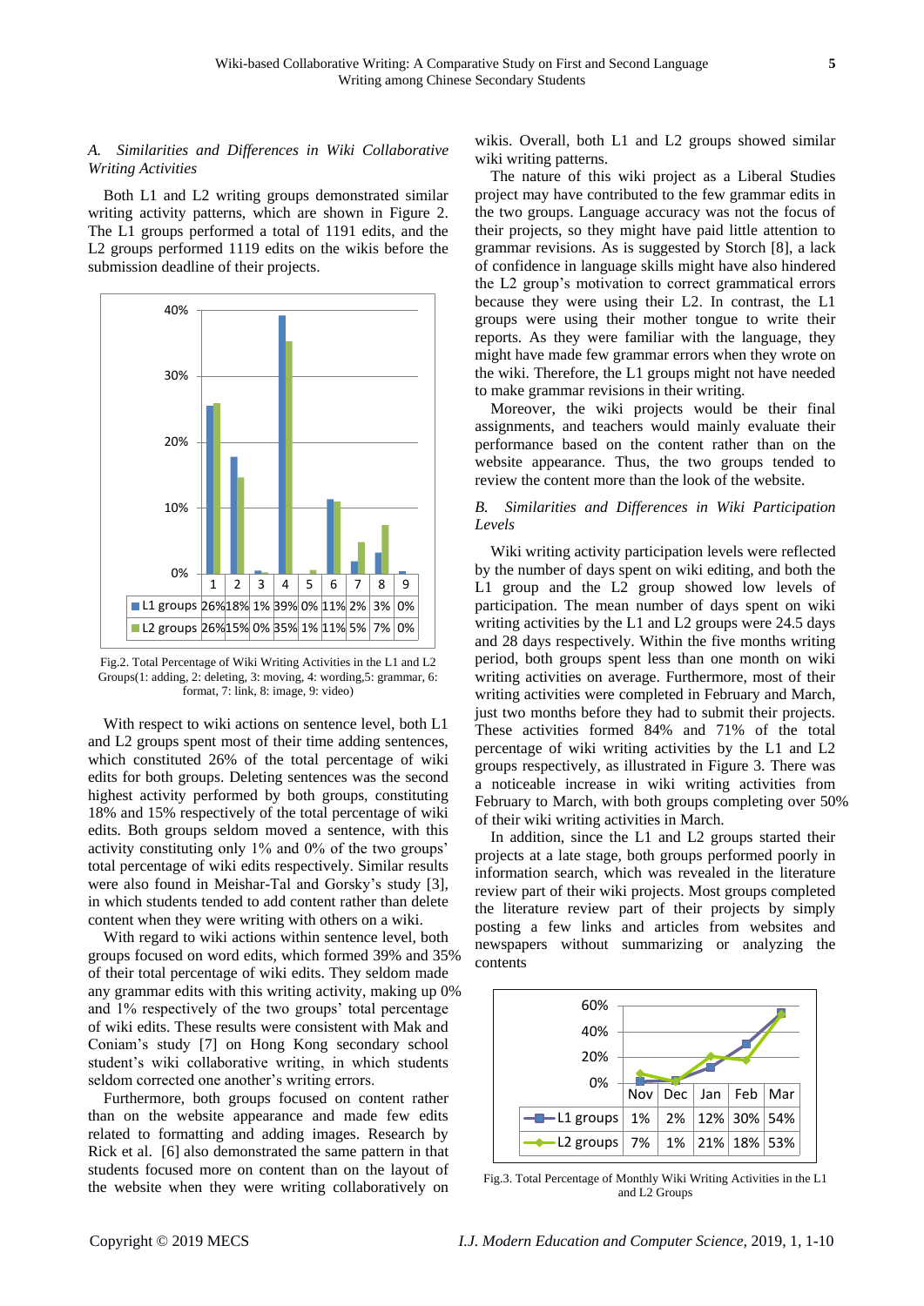### A. Similarities and Differences in Wiki Collaborative Writing Activities

Both L1 and L2 writing groups demonstrated similar writing activity patterns, which are shown in Figure 2. The L1 groups performed a total of 1191 edits, and the L2 groups performed 1119 edits on the wikis before the submission deadline of their projects.

| | 1 | 2 | 3 | 4 | 5 | 6 | 7 | 8 | 9 |
|---|---|---|---|---|---|---|---|---|---|
| L1 groups | 26% | 18% | 1% | 39% | 0% | 11% | 2% | 3% | 0% |
| L2 groups | 26% | 15% | 0% | 35% | 1% | 11% | 5% | 7% | 0% |

Fig.2. Total Percentage of Wiki Writing Activities in the L1 and L2 Groups(1: adding, 2: deleting, 3: moving, 4: wording,5: grammar, 6: format, 7: link, 8: image, 9: video)

With respect to wiki actions on sentence level, both L1 and L2 groups spent most of their time adding sentences, which constituted 26% of the total percentage of wiki edits for both groups. Deleting sentences was the second highest activity performed by both groups, constituting 18% and 15% respectively of the total percentage of wiki edits. Both groups seldom moved a sentence, with this activity constituting only 1% and 0% of the two groups' total percentage of wiki edits respectively. Similar results were also found in Meishar-Tal and Gorsky's study [3], in which students tended to add content rather than delete content when they were writing with others on a wiki.

With regard to wiki actions within sentence level, both groups focused on word edits, which formed 39% and 35% of their total percentage of wiki edits. They seldom made any grammar edits with this writing activity, making up 0% and 1% respectively of the two groups' total percentage of wiki edits. These results were consistent with Mak and Coniam's study [7] on Hong Kong secondary school student's wiki collaborative writing, in which students seldom corrected one another's writing errors.

Furthermore, both groups focused on content rather than on the website appearance and made few edits related to formatting and adding images. Research by Rick et al. [6] also demonstrated the same pattern in that students focused more on content than on the layout of the website when they were writing collaboratively on wikis. Overall, both L1 and L2 groups showed similar wiki writing patterns.

The nature of this wiki project as a Liberal Studies project may have contributed to the few grammar edits in the two groups. Language accuracy was not the focus of their projects, so they might have paid little attention to grammar revisions. As is suggested by Storch [8], a lack of confidence in language skills might have also hindered the L2 group's motivation to correct grammatical errors because they were using their L2. In contrast, the L1 groups were using their mother tongue to write their reports. As they were familiar with the language, they might have made few grammar errors when they wrote on the wiki. Therefore, the L1 groups might not have needed to make grammar revisions in their writing.

Moreover, the wiki projects would be their final assignments, and teachers would mainly evaluate their performance based on the content rather than on the website appearance. Thus, the two groups tended to review the content more than the look of the website.

### B. Similarities and Differences in Wiki Participation Levels

Wiki writing activity participation levels were reflected by the number of days spent on wiki editing, and both the L1 group and the L2 group showed low levels of participation. The mean number of days spent on wiki writing activities by the L1 and L2 groups were 24.5 days and 28 days respectively. Within the five months writing period, both groups spent less than one month on wiki writing activities on average. Furthermore, most of their writing activities were completed in February and March, just two months before they had to submit their projects. These activities formed 84% and 71% of the total percentage of wiki writing activities by the L1 and L2 groups respectively, as illustrated in Figure 3. There was a noticeable increase in wiki writing activities from February to March, with both groups completing over 50% of their wiki writing activities in March.

In addition, since the L1 and L2 groups started their projects at a late stage, both groups performed poorly in information search, which was revealed in the literature review part of their wiki projects. Most groups completed the literature review part of their projects by simply posting a few links and articles from websites and newspapers without summarizing or analyzing the contents

| | Nov | Dec | Jan | Feb | Mar |
|---|---|---|---|---|---|
| L1 groups | 1% | 2% | 12% | 30% | 54% |
| L2 groups | 7% | 1% | 21% | 18% | 53% |

Fig.3. Total Percentage of Monthly Wiki Writing Activities in the L1 and L2 Groups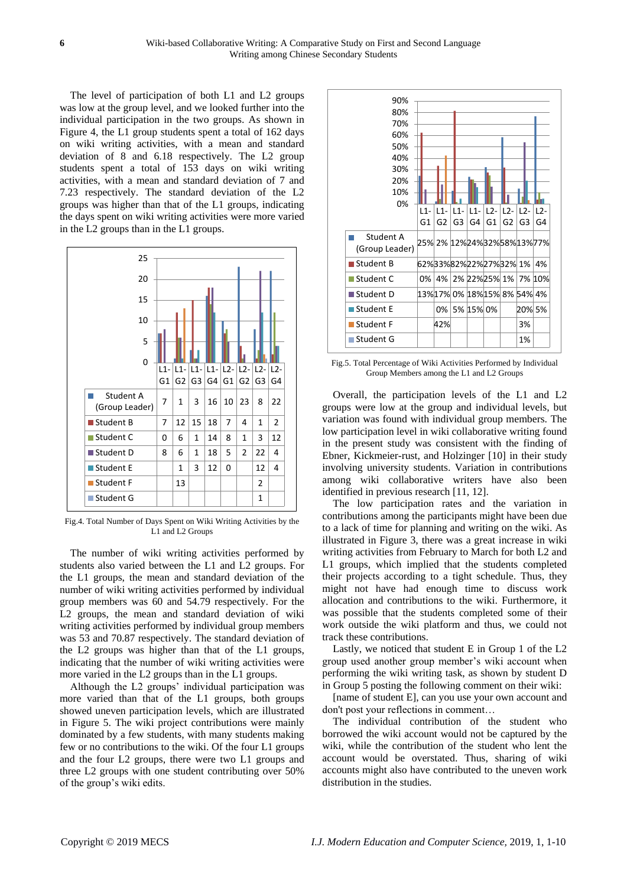The level of participation of both L1 and L2 groups was low at the group level, and we looked further into the individual participation in the two groups. As shown in Figure 4, the L1 group students spent a total of 162 days on wiki writing activities, with a mean and standard deviation of 8 and 6.18 respectively. The L2 group students spent a total of 153 days on wiki writing activities, with a mean and standard deviation of 7 and 7.23 respectively. The standard deviation of the L2 groups was higher than that of the L1 groups, indicating the days spent on wiki writing activities were more varied in the L2 groups than in the L1 groups.

| | L1-G1 | L1-G2 | L1-G3 | L1-G4 | L2-G1 | L2-G2 | L2-G3 | L2-G4 |
|---|---|---|---|---|---|---|---|---|
| Student A (Group Leader) | 7 | 1 | 3 | 16 | 10 | 23 | 8 | 22 |
| Student B | 7 | 12 | 15 | 18 | 7 | 4 | 1 | 2 |
| Student C | 0 | 6 | 1 | 14 | 8 | 1 | 3 | 12 |
| Student D | 8 | 6 | 1 | 18 | 5 | 2 | 22 | 4 |
| Student E | | 1 | 3 | 12 | 0 | | 12 | 4 |
| Student F | | 13 | | | | | 2 | |
| Student G | | | | | | | 1 | |

Fig.4. Total Number of Days Spent on Wiki Writing Activities by the L1 and L2 Groups

The number of wiki writing activities performed by students also varied between the L1 and L2 groups. For the L1 groups, the mean and standard deviation of the number of wiki writing activities performed by individual group members was 60 and 54.79 respectively. For the L2 groups, the mean and standard deviation of wiki writing activities performed by individual group members was 53 and 70.87 respectively. The standard deviation of the L2 groups was higher than that of the L1 groups, indicating that the number of wiki writing activities were more varied in the L2 groups than in the L1 groups.

Although the L2 groups' individual participation was more varied than that of the L1 groups, both groups showed uneven participation levels, which are illustrated in Figure 5. The wiki project contributions were mainly dominated by a few students, with many students making few or no contributions to the wiki. Of the four L1 groups and the four L2 groups, there were two L1 groups and three L2 groups with one student contributing over 50% of the group's wiki edits.

| | L1-G1 | L1-G2 | L1-G3 | L1-G4 | L2-G1 | L2-G2 | L2-G3 | L2-G4 |
|---|---|---|---|---|---|---|---|---|
| Student A (Group Leader) | 25% | 2% | 12% | 24% | 32% | 58% | 13% | 77% |
| Student B | 62% | 33% | 82% | 22% | 27% | 32% | 1% | 4% |
| Student C | 0% | 4% | 2% | 22% | 25% | 1% | 7% | 10% |
| Student D | 13% | 17% | 0% | 18% | 15% | 8% | 54% | 4% |
| Student E | | 0% | 5% | 15% | 0% | | 20% | 5% |
| Student F | | 42% | | | | | 3% | |
| Student G | | | | | | | 1% | |

Fig.5. Total Percentage of Wiki Activities Performed by Individual Group Members among the L1 and L2 Groups

Overall, the participation levels of the L1 and L2 groups were low at the group and individual levels, but variation was found with individual group members. The low participation level in wiki collaborative writing found in the present study was consistent with the finding of Ebner, Kickmeier-rust, and Holzinger [10] in their study involving university students. Variation in contributions among wiki collaborative writers have also been identified in previous research [11, 12].

The low participation rates and the variation in contributions among the participants might have been due to a lack of time for planning and writing on the wiki. As illustrated in Figure 3, there was a great increase in wiki writing activities from February to March for both L2 and L1 groups, which implied that the students completed their projects according to a tight schedule. Thus, they might not have had enough time to discuss work allocation and contributions to the wiki. Furthermore, it was possible that the students completed some of their work outside the wiki platform and thus, we could not track these contributions.

Lastly, we noticed that student E in Group 1 of the L2 group used another group member's wiki account when performing the wiki writing task, as shown by student D in Group 5 posting the following comment on their wiki:

[name of student E], can you use your own account and don't post your reflections in comment…

The individual contribution of the student who borrowed the wiki account would not be captured by the wiki, while the contribution of the student who lent the account would be overstated. Thus, sharing of wiki accounts might also have contributed to the uneven work distribution in the studies.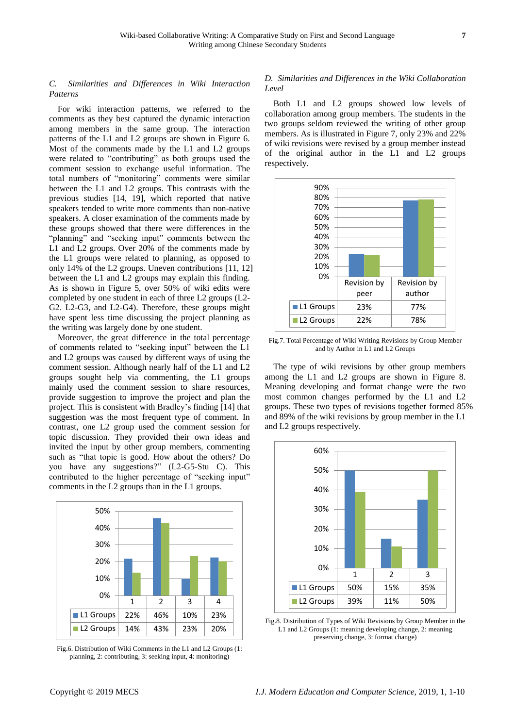### C. Similarities and Differences in Wiki Interaction Patterns

For wiki interaction patterns, we referred to the comments as they best captured the dynamic interaction among members in the same group. The interaction patterns of the L1 and L2 groups are shown in Figure 6. Most of the comments made by the L1 and L2 groups were related to "contributing" as both groups used the comment session to exchange useful information. The total numbers of "monitoring" comments were similar between the L1 and L2 groups. This contrasts with the previous studies [14, 19], which reported that native speakers tended to write more comments than non-native speakers. A closer examination of the comments made by these groups showed that there were differences in the "planning" and "seeking input" comments between the L1 and L2 groups. Over 20% of the comments made by the L1 groups were related to planning, as opposed to only 14% of the L2 groups. Uneven contributions [11, 12] between the L1 and L2 groups may explain this finding. As is shown in Figure 5, over 50% of wiki edits were completed by one student in each of three L2 groups (L2-G2. L2-G3, and L2-G4). Therefore, these groups might have spent less time discussing the project planning as the writing was largely done by one student.

Moreover, the great difference in the total percentage of comments related to "seeking input" between the L1 and L2 groups was caused by different ways of using the comment session. Although nearly half of the L1 and L2 groups sought help via commenting, the L1 groups mainly used the comment session to share resources, provide suggestion to improve the project and plan the project. This is consistent with Bradley's finding [14] that suggestion was the most frequent type of comment. In contrast, one L2 group used the comment session for topic discussion. They provided their own ideas and invited the input by other group members, commenting such as "that topic is good. How about the others? Do you have any suggestions?" (L2-G5-Stu C). This contributed to the higher percentage of "seeking input" comments in the L2 groups than in the L1 groups.

| | 1 | 2 | 3 | 4 |
|---|---|---|---|---|
| L1 Groups | 22% | 46% | 10% | 23% |
| L2 Groups | 14% | 43% | 23% | 20% |

Fig.6. Distribution of Wiki Comments in the L1 and L2 Groups (1: planning, 2: contributing, 3: seeking input, 4: monitoring)

### D. Similarities and Differences in the Wiki Collaboration Level

Both L1 and L2 groups showed low levels of collaboration among group members. The students in the two groups seldom reviewed the writing of other group members. As is illustrated in Figure 7, only 23% and 22% of wiki revisions were revised by a group member instead of the original author in the L1 and L2 groups respectively.

| | Revision by peer | Revision by author |
|---|---|---|
| L1 Groups | 23% | 77% |
| L2 Groups | 22% | 78% |

Fig.7. Total Percentage of Wiki Writing Revisions by Group Member and by Author in L1 and L2 Groups

The type of wiki revisions by other group members among the L1 and L2 groups are shown in Figure 8. Meaning developing and format change were the two most common changes performed by the L1 and L2 groups. These two types of revisions together formed 85% and 89% of the wiki revisions by group member in the L1 and L2 groups respectively.

| | 1 | 2 | 3 |
|---|---|---|---|
| L1 Groups | 50% | 15% | 35% |
| L2 Groups | 39% | 11% | 50% |

Fig.8. Distribution of Types of Wiki Revisions by Group Member in the L1 and L2 Groups (1: meaning developing change, 2: meaning preserving change, 3: format change)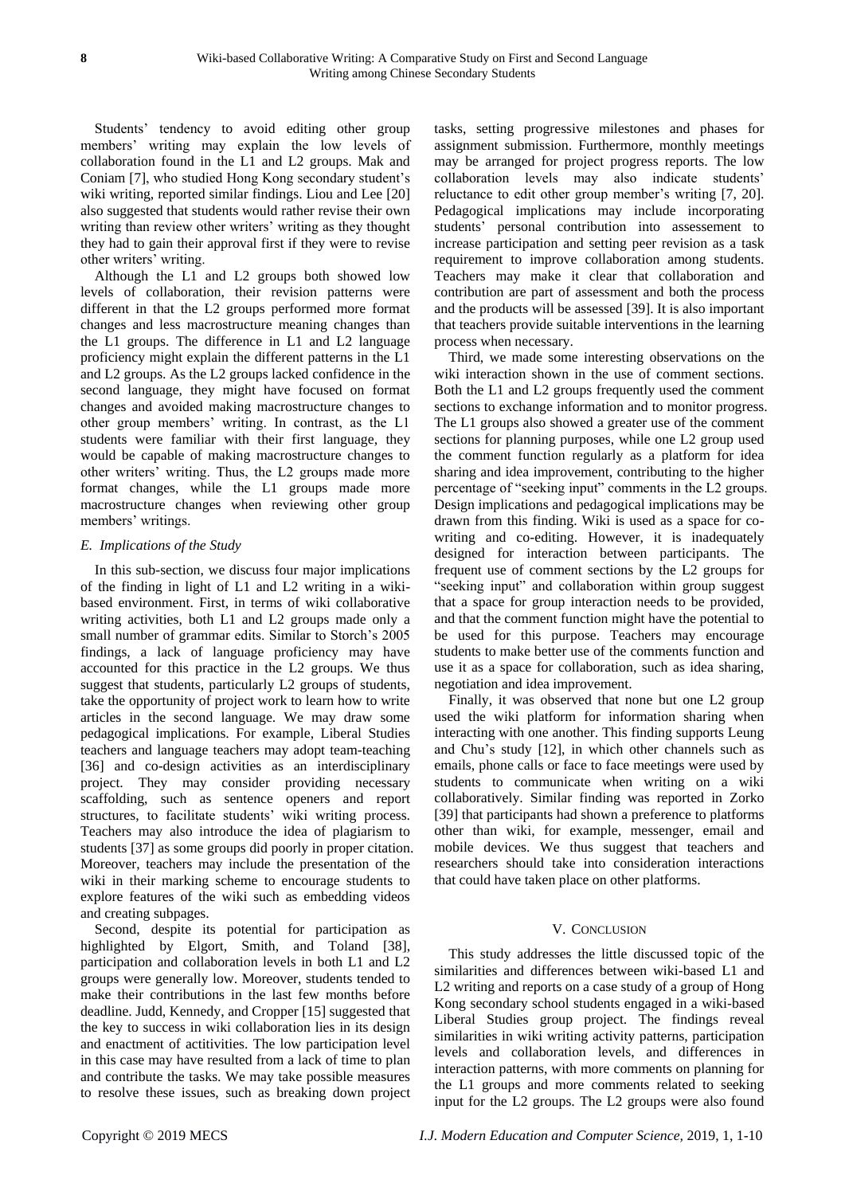Students' tendency to avoid editing other group members' writing may explain the low levels of collaboration found in the L1 and L2 groups. Mak and Coniam [7], who studied Hong Kong secondary student's wiki writing, reported similar findings. Liou and Lee [20] also suggested that students would rather revise their own writing than review other writers' writing as they thought they had to gain their approval first if they were to revise other writers' writing.

Although the L1 and L2 groups both showed low levels of collaboration, their revision patterns were different in that the L2 groups performed more format changes and less macrostructure meaning changes than the L1 groups. The difference in L1 and L2 language proficiency might explain the different patterns in the L1 and L2 groups. As the L2 groups lacked confidence in the second language, they might have focused on format changes and avoided making macrostructure changes to other group members' writing. In contrast, as the L1 students were familiar with their first language, they would be capable of making macrostructure changes to other writers' writing. Thus, the L2 groups made more format changes, while the L1 groups made more macrostructure changes when reviewing other group members' writings.

### *E. Implications of the Study*

In this sub-section, we discuss four major implications of the finding in light of L1 and L2 writing in a wiki-based environment. First, in terms of wiki collaborative writing activities, both L1 and L2 groups made only a small number of grammar edits. Similar to Storch's 2005 findings, a lack of language proficiency may have accounted for this practice in the L2 groups. We thus suggest that students, particularly L2 groups of students, take the opportunity of project work to learn how to write articles in the second language. We may draw some pedagogical implications. For example, Liberal Studies teachers and language teachers may adopt team-teaching [36] and co-design activities as an interdisciplinary project. They may consider providing necessary scaffolding, such as sentence openers and report structures, to facilitate students' wiki writing process. Teachers may also introduce the idea of plagiarism to students [37] as some groups did poorly in proper citation. Moreover, teachers may include the presentation of the wiki in their marking scheme to encourage students to explore features of the wiki such as embedding videos and creating subpages.

Second, despite its potential for participation as highlighted by Elgort, Smith, and Toland [38], participation and collaboration levels in both L1 and L2 groups were generally low. Moreover, students tended to make their contributions in the last few months before deadline. Judd, Kennedy, and Cropper [15] suggested that the key to success in wiki collaboration lies in its design and enactment of actitivities. The low participation level in this case may have resulted from a lack of time to plan and contribute the tasks. We may take possible measures to resolve these issues, such as breaking down project tasks, setting progressive milestones and phases for assignment submission. Furthermore, monthly meetings may be arranged for project progress reports. The low collaboration levels may also indicate students' reluctance to edit other group member's writing [7, 20]. Pedagogical implications may include incorporating students' personal contribution into assessement to increase participation and setting peer revision as a task requirement to improve collaboration among students. Teachers may make it clear that collaboration and contribution are part of assessment and both the process and the products will be assessed [39]. It is also important that teachers provide suitable interventions in the learning process when necessary.

Third, we made some interesting observations on the wiki interaction shown in the use of comment sections. Both the L1 and L2 groups frequently used the comment sections to exchange information and to monitor progress. The L1 groups also showed a greater use of the comment sections for planning purposes, while one L2 group used the comment function regularly as a platform for idea sharing and idea improvement, contributing to the higher percentage of "seeking input" comments in the L2 groups. Design implications and pedagogical implications may be drawn from this finding. Wiki is used as a space for co-writing and co-editing. However, it is inadequately designed for interaction between participants. The frequent use of comment sections by the L2 groups for "seeking input" and collaboration within group suggest that a space for group interaction needs to be provided, and that the comment function might have the potential to be used for this purpose. Teachers may encourage students to make better use of the comments function and use it as a space for collaboration, such as idea sharing, negotiation and idea improvement.

Finally, it was observed that none but one L2 group used the wiki platform for information sharing when interacting with one another. This finding supports Leung and Chu's study [12], in which other channels such as emails, phone calls or face to face meetings were used by students to communicate when writing on a wiki collaboratively. Similar finding was reported in Zorko [39] that participants had shown a preference to platforms other than wiki, for example, messenger, email and mobile devices. We thus suggest that teachers and researchers should take into consideration interactions that could have taken place on other platforms.

## V. Conclusion

This study addresses the little discussed topic of the similarities and differences between wiki-based L1 and L2 writing and reports on a case study of a group of Hong Kong secondary school students engaged in a wiki-based Liberal Studies group project. The findings reveal similarities in wiki writing activity patterns, participation levels and collaboration levels, and differences in interaction patterns, with more comments on planning for the L1 groups and more comments related to seeking input for the L2 groups. The L2 groups were also found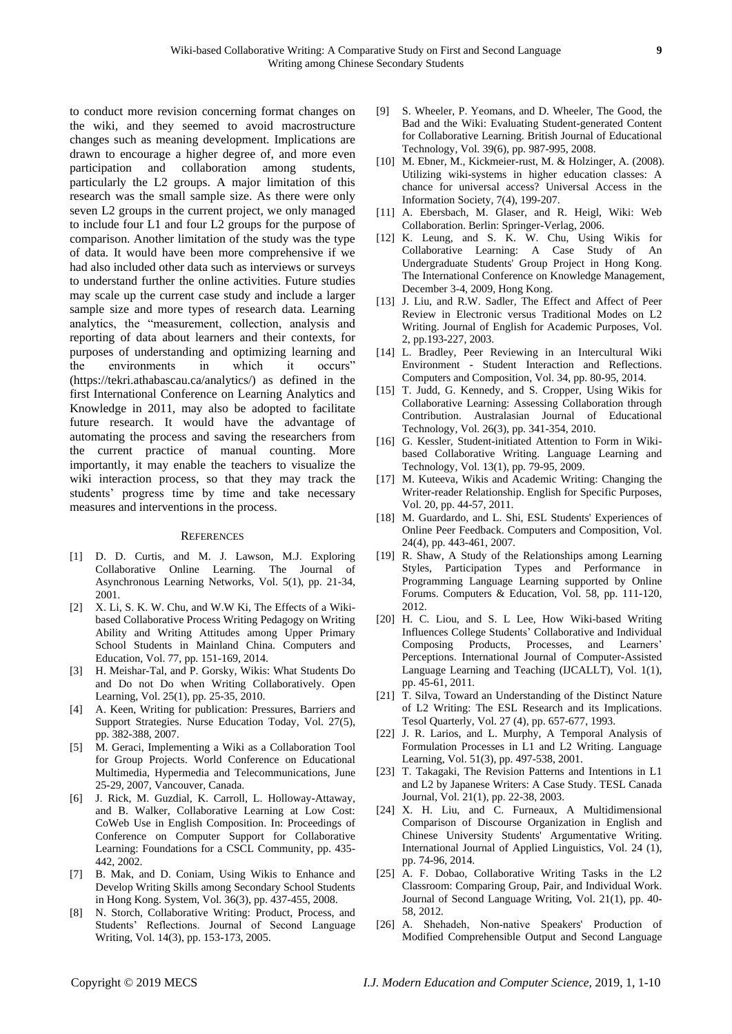to conduct more revision concerning format changes on the wiki, and they seemed to avoid macrostructure changes such as meaning development. Implications are drawn to encourage a higher degree of, and more even participation and collaboration among students, particularly the L2 groups. A major limitation of this research was the small sample size. As there were only seven L2 groups in the current project, we only managed to include four L1 and four L2 groups for the purpose of comparison. Another limitation of the study was the type of data. It would have been more comprehensive if we had also included other data such as interviews or surveys to understand further the online activities. Future studies may scale up the current case study and include a larger sample size and more types of research data. Learning analytics, the "measurement, collection, analysis and reporting of data about learners and their contexts, for purposes of understanding and optimizing learning and the environments in which it occurs" (https://tekri.athabascau.ca/analytics/) as defined in the first International Conference on Learning Analytics and Knowledge in 2011, may also be adopted to facilitate future research. It would have the advantage of automating the process and saving the researchers from the current practice of manual counting. More importantly, it may enable the teachers to visualize the wiki interaction process, so that they may track the students' progress time by time and take necessary measures and interventions in the process.

## References

[1] D. D. Curtis, and M. J. Lawson, M.J. Exploring Collaborative Online Learning. The Journal of Asynchronous Learning Networks, Vol. 5(1), pp. 21-34, 2001.

[2] X. Li, S. K. W. Chu, and W.W Ki, The Effects of a Wiki-based Collaborative Process Writing Pedagogy on Writing Ability and Writing Attitudes among Upper Primary School Students in Mainland China. Computers and Education, Vol. 77, pp. 151-169, 2014.

[3] H. Meishar-Tal, and P. Gorsky, Wikis: What Students Do and Do not Do when Writing Collaboratively. Open Learning, Vol. 25(1), pp. 25-35, 2010.

[4] A. Keen, Writing for publication: Pressures, Barriers and Support Strategies. Nurse Education Today, Vol. 27(5), pp. 382-388, 2007.

[5] M. Geraci, Implementing a Wiki as a Collaboration Tool for Group Projects. World Conference on Educational Multimedia, Hypermedia and Telecommunications, June 25-29, 2007, Vancouver, Canada.

[6] J. Rick, M. Guzdial, K. Carroll, L. Holloway-Attaway, and B. Walker, Collaborative Learning at Low Cost: CoWeb Use in English Composition. In: Proceedings of Conference on Computer Support for Collaborative Learning: Foundations for a CSCL Community, pp. 435-442, 2002.

[7] B. Mak, and D. Coniam, Using Wikis to Enhance and Develop Writing Skills among Secondary School Students in Hong Kong. System, Vol. 36(3), pp. 437-455, 2008.

[8] N. Storch, Collaborative Writing: Product, Process, and Students' Reflections. Journal of Second Language Writing, Vol. 14(3), pp. 153-173, 2005.

[9] S. Wheeler, P. Yeomans, and D. Wheeler, The Good, the Bad and the Wiki: Evaluating Student-generated Content for Collaborative Learning. British Journal of Educational Technology, Vol. 39(6), pp. 987-995, 2008.

[10] M. Ebner, M., Kickmeier-rust, M. & Holzinger, A. (2008). Utilizing wiki-systems in higher education classes: A chance for universal access? Universal Access in the Information Society, 7(4), 199-207.

[11] A. Ebersbach, M. Glaser, and R. Heigl, Wiki: Web Collaboration. Berlin: Springer-Verlag, 2006.

[12] K. Leung, and S. K. W. Chu, Using Wikis for Collaborative Learning: A Case Study of An Undergraduate Students' Group Project in Hong Kong. The International Conference on Knowledge Management, December 3-4, 2009, Hong Kong.

[13] J. Liu, and R.W. Sadler, The Effect and Affect of Peer Review in Electronic versus Traditional Modes on L2 Writing. Journal of English for Academic Purposes, Vol. 2, pp.193-227, 2003.

[14] L. Bradley, Peer Reviewing in an Intercultural Wiki Environment - Student Interaction and Reflections. Computers and Composition, Vol. 34, pp. 80-95, 2014.

[15] T. Judd, G. Kennedy, and S. Cropper, Using Wikis for Collaborative Learning: Assessing Collaboration through Contribution. Australasian Journal of Educational Technology, Vol. 26(3), pp. 341-354, 2010.

[16] G. Kessler, Student-initiated Attention to Form in Wiki-based Collaborative Writing. Language Learning and Technology, Vol. 13(1), pp. 79-95, 2009.

[17] M. Kuteeva, Wikis and Academic Writing: Changing the Writer-reader Relationship. English for Specific Purposes, Vol. 20, pp. 44-57, 2011.

[18] M. Guardardo, and L. Shi, ESL Students' Experiences of Online Peer Feedback. Computers and Composition, Vol. 24(4), pp. 443-461, 2007.

[19] R. Shaw, A Study of the Relationships among Learning Styles, Participation Types and Performance in Programming Language Learning supported by Online Forums. Computers & Education, Vol. 58, pp. 111-120, 2012.

[20] H. C. Liou, and S. L Lee, How Wiki-based Writing Influences College Students' Collaborative and Individual Composing Products, Processes, and Learners' Perceptions. International Journal of Computer-Assisted Language Learning and Teaching (IJCALLT), Vol. 1(1), pp. 45-61, 2011.

[21] T. Silva, Toward an Understanding of the Distinct Nature of L2 Writing: The ESL Research and its Implications. Tesol Quarterly, Vol. 27 (4), pp. 657-677, 1993.

[22] J. R. Larios, and L. Murphy, A Temporal Analysis of Formulation Processes in L1 and L2 Writing. Language Learning, Vol. 51(3), pp. 497-538, 2001.

[23] T. Takagaki, The Revision Patterns and Intentions in L1 and L2 by Japanese Writers: A Case Study. TESL Canada Journal, Vol. 21(1), pp. 22-38, 2003.

[24] X. H. Liu, and C. Furneaux, A Multidimensional Comparison of Discourse Organization in English and Chinese University Students' Argumentative Writing. International Journal of Applied Linguistics, Vol. 24 (1), pp. 74-96, 2014.

[25] A. F. Dobao, Collaborative Writing Tasks in the L2 Classroom: Comparing Group, Pair, and Individual Work. Journal of Second Language Writing, Vol. 21(1), pp. 40-58, 2012.

[26] A. Shehadeh, Non-native Speakers' Production of Modified Comprehensible Output and Second Language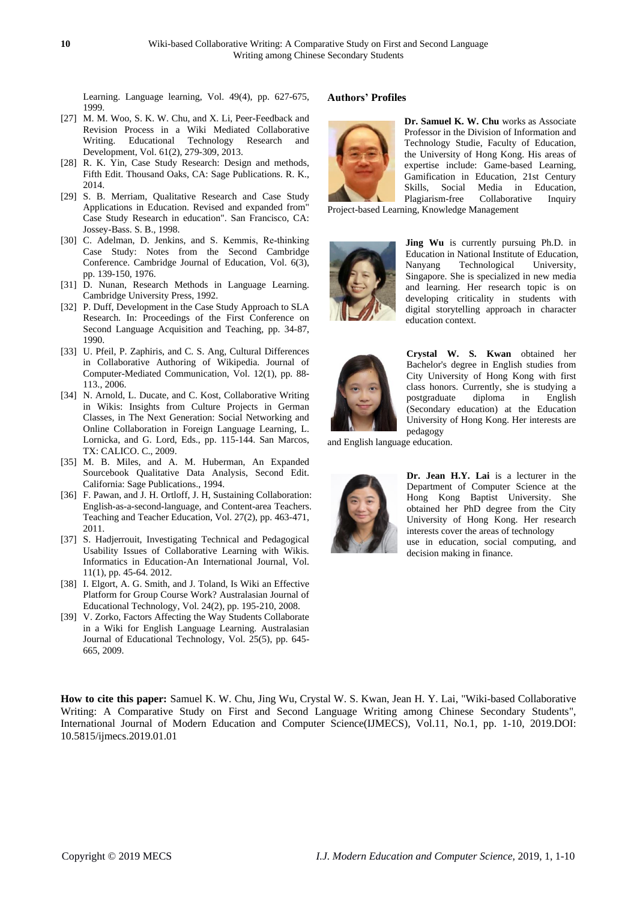Learning. Language learning, Vol. 49(4), pp. 627-675, 1999.

[27] M. M. Woo, S. K. W. Chu, and X. Li, Peer-Feedback and Revision Process in a Wiki Mediated Collaborative Writing. Educational Technology Research and Development, Vol. 61(2), 279-309, 2013.

[28] R. K. Yin, Case Study Research: Design and methods, Fifth Edit. Thousand Oaks, CA: Sage Publications. R. K., 2014.

[29] S. B. Merriam, Qualitative Research and Case Study Applications in Education. Revised and expanded from" Case Study Research in education". San Francisco, CA: Jossey-Bass. S. B., 1998.

[30] C. Adelman, D. Jenkins, and S. Kemmis, Re-thinking Case Study: Notes from the Second Cambridge Conference. Cambridge Journal of Education, Vol. 6(3), pp. 139-150, 1976.

[31] D. Nunan, Research Methods in Language Learning. Cambridge University Press, 1992.

[32] P. Duff, Development in the Case Study Approach to SLA Research. In: Proceedings of the First Conference on Second Language Acquisition and Teaching, pp. 34-87, 1990.

[33] U. Pfeil, P. Zaphiris, and C. S. Ang, Cultural Differences in Collaborative Authoring of Wikipedia. Journal of Computer-Mediated Communication, Vol. 12(1), pp. 88-113., 2006.

[34] N. Arnold, L. Ducate, and C. Kost, Collaborative Writing in Wikis: Insights from Culture Projects in German Classes, in The Next Generation: Social Networking and Online Collaboration in Foreign Language Learning, L. Lornicka, and G. Lord, Eds., pp. 115-144. San Marcos, TX: CALICO. C., 2009.

[35] M. B. Miles, and A. M. Huberman, An Expanded Sourcebook Qualitative Data Analysis, Second Edit. California: Sage Publications., 1994.

[36] F. Pawan, and J. H. Ortloff, J. H, Sustaining Collaboration: English-as-a-second-language, and Content-area Teachers. Teaching and Teacher Education, Vol. 27(2), pp. 463-471, 2011.

[37] S. Hadjerrouit, Investigating Technical and Pedagogical Usability Issues of Collaborative Learning with Wikis. Informatics in Education-An International Journal, Vol. 11(1), pp. 45-64. 2012.

[38] I. Elgort, A. G. Smith, and J. Toland, Is Wiki an Effective Platform for Group Course Work? Australasian Journal of Educational Technology, Vol. 24(2), pp. 195-210, 2008.

[39] V. Zorko, Factors Affecting the Way Students Collaborate in a Wiki for English Language Learning. Australasian Journal of Educational Technology, Vol. 25(5), pp. 645-665, 2009.

## Authors' Profiles

**Dr. Samuel K. W. Chu** works as Associate Professor in the Division of Information and Technology Studie, Faculty of Education, the University of Hong Kong. His areas of expertise include: Game-based Learning, Gamification in Education, 21st Century Skills, Social Media in Education, Plagiarism-free Collaborative Inquiry Project-based Learning, Knowledge Management

**Jing Wu** is currently pursuing Ph.D. in Education in National Institute of Education, Nanyang Technological University, Singapore. She is specialized in new media and learning. Her research topic is on developing criticality in students with digital storytelling approach in character education context.

**Crystal W. S. Kwan** obtained her Bachelor's degree in English studies from City University of Hong Kong with first class honors. Currently, she is studying a postgraduate diploma in English (Secondary education) at the Education University of Hong Kong. Her interests are pedagogy and English language education.

**Dr. Jean H.Y. Lai** is a lecturer in the Department of Computer Science at the Hong Kong Baptist University. She obtained her PhD degree from the City University of Hong Kong. Her research interests cover the areas of technology use in education, social computing, and decision making in finance.

**How to cite this paper:** Samuel K. W. Chu, Jing Wu, Crystal W. S. Kwan, Jean H. Y. Lai, "Wiki-based Collaborative Writing: A Comparative Study on First and Second Language Writing among Chinese Secondary Students", International Journal of Modern Education and Computer Science(IJMECS), Vol.11, No.1, pp. 1-10, 2019.DOI: 10.5815/ijmecs.2019.01.01